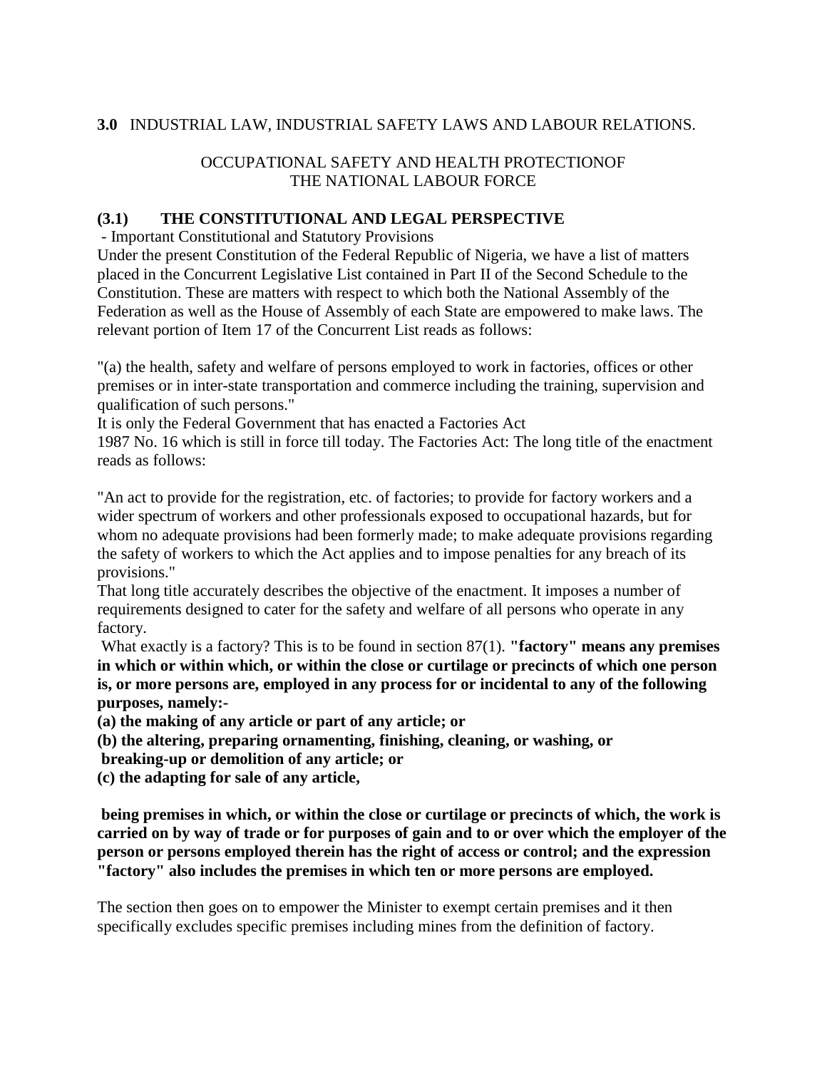## **3.0** INDUSTRIAL LAW, INDUSTRIAL SAFETY LAWS AND LABOUR RELATIONS.

OCCUPATIONAL SAFETY AND HEALTH PROTECTIONOF THE NATIONAL LABOUR FORCE

### **(3.1) THE CONSTITUTIONAL AND LEGAL PERSPECTIVE**

- Important Constitutional and Statutory Provisions

Under the present Constitution of the Federal Republic of Nigeria, we have a list of matters placed in the Concurrent Legislative List contained in Part II of the Second Schedule to the Constitution. These are matters with respect to which both the National Assembly of the Federation as well as the House of Assembly of each State are empowered to make laws. The relevant portion of Item 17 of the Concurrent List reads as follows:

"(a) the health, safety and welfare of persons employed to work in factories, offices or other premises or in inter-state transportation and commerce including the training, supervision and qualification of such persons."

It is only the Federal Government that has enacted a Factories Act 1987 No. 16 which is still in force till today. The Factories Act: The long title of the enactment reads as follows:

"An act to provide for the registration, etc. of factories; to provide for factory workers and a wider spectrum of workers and other professionals exposed to occupational hazards, but for whom no adequate provisions had been formerly made; to make adequate provisions regarding the safety of workers to which the Act applies and to impose penalties for any breach of its provisions."

That long title accurately describes the objective of the enactment. It imposes a number of requirements designed to cater for the safety and welfare of all persons who operate in any factory.

What exactly is a factory? This is to be found in section 87(1). **"factory" means any premises in which or within which, or within the close or curtilage or precincts of which one person is, or more persons are, employed in any process for or incidental to any of the following purposes, namely:-**

**(a) the making of any article or part of any article; or**

**(b) the altering, preparing ornamenting, finishing, cleaning, or washing, or breaking-up or demolition of any article; or**

**(c) the adapting for sale of any article,**

**being premises in which, or within the close or curtilage or precincts of which, the work is carried on by way of trade or for purposes of gain and to or over which the employer of the person or persons employed therein has the right of access or control; and the expression "factory" also includes the premises in which ten or more persons are employed.**

The section then goes on to empower the Minister to exempt certain premises and it then specifically excludes specific premises including mines from the definition of factory.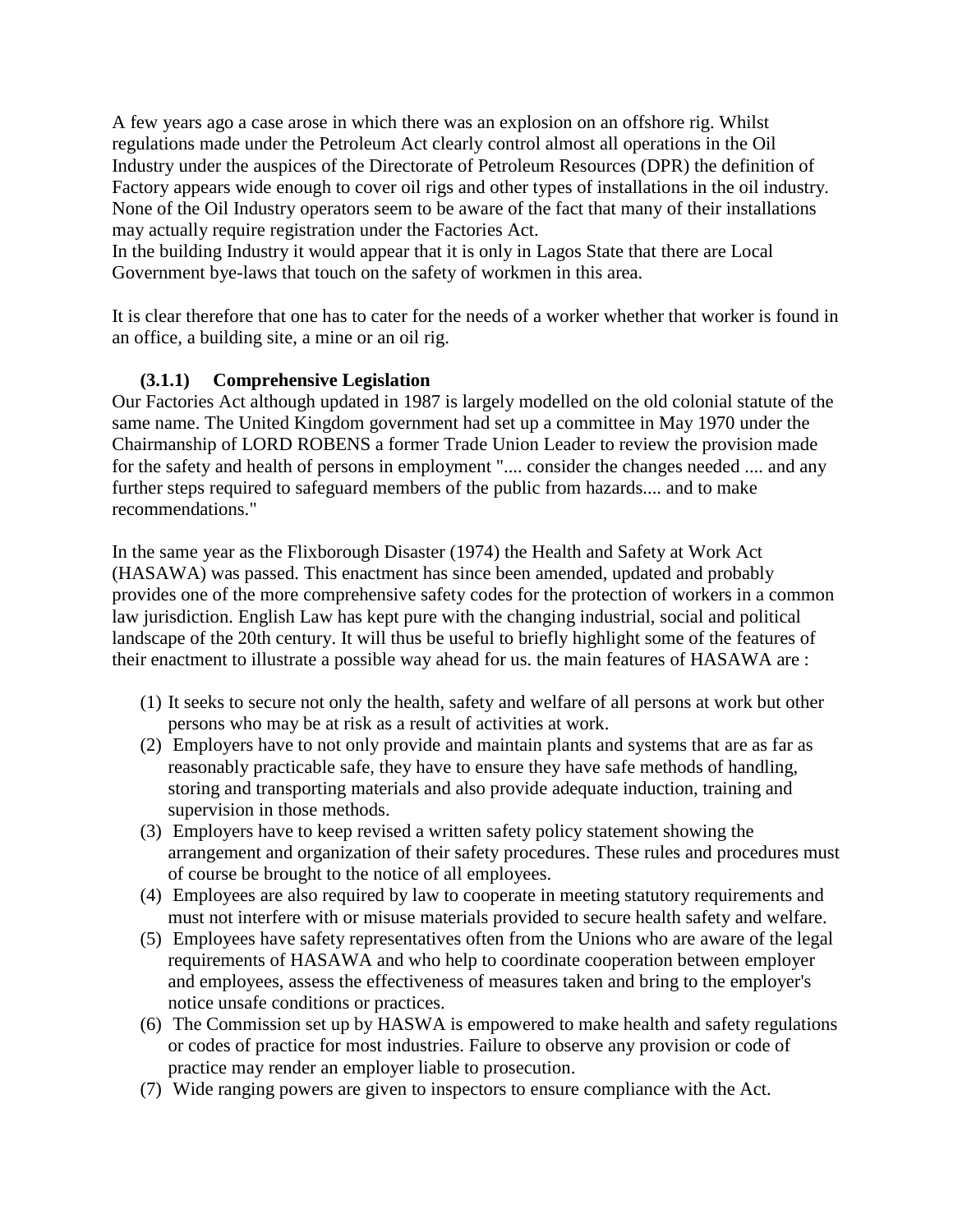A few years ago a case arose in which there was an explosion on an offshore rig. Whilst regulations made under the Petroleum Act clearly control almost all operations in the Oil Industry under the auspices of the Directorate of Petroleum Resources (DPR) the definition of Factory appears wide enough to cover oil rigs and other types of installations in the oil industry. None of the Oil Industry operators seem to be aware of the fact that many of their installations may actually require registration under the Factories Act.
In the building Industry it would appear that it is only in Lagos State that there are Local Government bye-laws that touch on the safety of workmen in this area.

It is clear therefore that one has to cater for the needs of a worker whether that worker is found in an office, a building site, a mine or an oil rig.

### (3.1.1) Comprehensive Legislation

Our Factories Act although updated in 1987 is largely modelled on the old colonial statute of the same name. The United Kingdom government had set up a committee in May 1970 under the Chairmanship of LORD ROBENS a former Trade Union Leader to review the provision made for the safety and health of persons in employment ".... consider the changes needed .... and any further steps required to safeguard members of the public from hazards.... and to make recommendations."

In the same year as the Flixborough Disaster (1974) the Health and Safety at Work Act (HASAWA) was passed. This enactment has since been amended, updated and probably provides one of the more comprehensive safety codes for the protection of workers in a common law jurisdiction. English Law has kept pure with the changing industrial, social and political landscape of the 20th century. It will thus be useful to briefly highlight some of the features of their enactment to illustrate a possible way ahead for us. the main features of HASAWA are :

(1) It seeks to secure not only the health, safety and welfare of all persons at work but other persons who may be at risk as a result of activities at work.
(2) Employers have to not only provide and maintain plants and systems that are as far as reasonably practicable safe, they have to ensure they have safe methods of handling, storing and transporting materials and also provide adequate induction, training and supervision in those methods.
(3) Employers have to keep revised a written safety policy statement showing the arrangement and organization of their safety procedures. These rules and procedures must of course be brought to the notice of all employees.
(4) Employees are also required by law to cooperate in meeting statutory requirements and must not interfere with or misuse materials provided to secure health safety and welfare.
(5) Employees have safety representatives often from the Unions who are aware of the legal requirements of HASAWA and who help to coordinate cooperation between employer and employees, assess the effectiveness of measures taken and bring to the employer's notice unsafe conditions or practices.
(6) The Commission set up by HASWA is empowered to make health and safety regulations or codes of practice for most industries. Failure to observe any provision or code of practice may render an employer liable to prosecution.
(7) Wide ranging powers are given to inspectors to ensure compliance with the Act.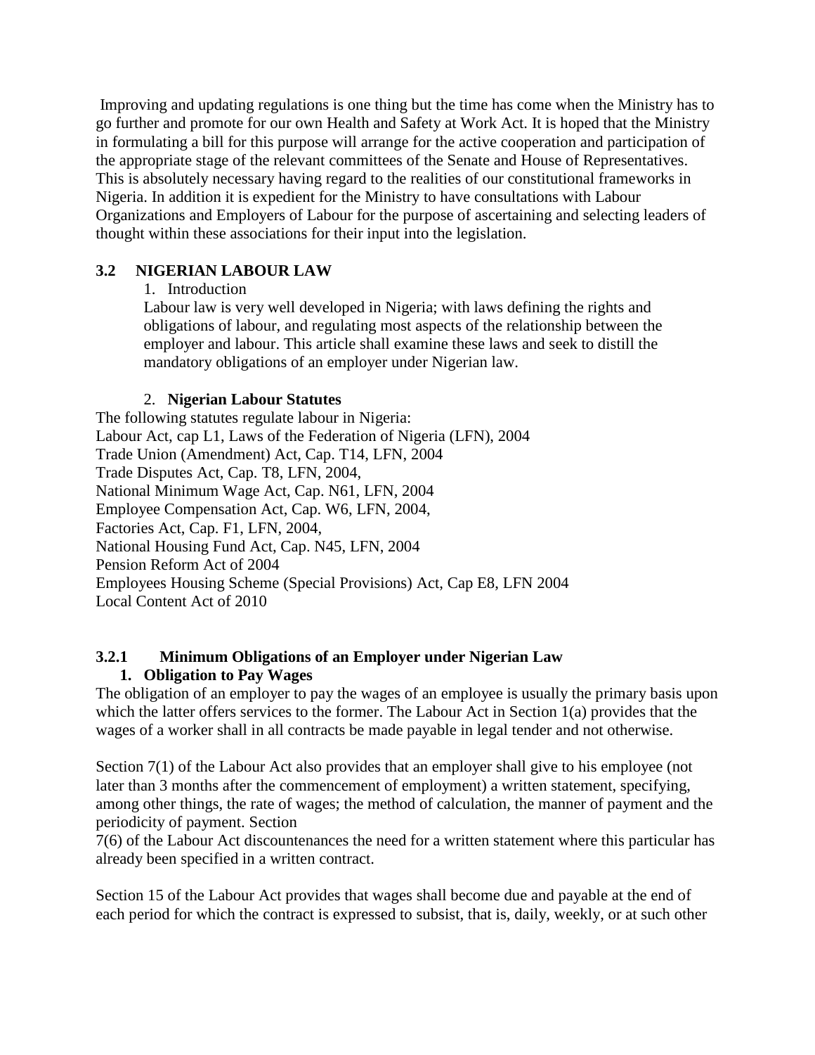Improving and updating regulations is one thing but the time has come when the Ministry has to go further and promote for our own Health and Safety at Work Act. It is hoped that the Ministry in formulating a bill for this purpose will arrange for the active cooperation and participation of the appropriate stage of the relevant committees of the Senate and House of Representatives. This is absolutely necessary having regard to the realities of our constitutional frameworks in Nigeria. In addition it is expedient for the Ministry to have consultations with Labour Organizations and Employers of Labour for the purpose of ascertaining and selecting leaders of thought within these associations for their input into the legislation.

### 3.2 NIGERIAN LABOUR LAW

1. Introduction

   Labour law is very well developed in Nigeria; with laws defining the rights and obligations of labour, and regulating most aspects of the relationship between the employer and labour. This article shall examine these laws and seek to distill the mandatory obligations of an employer under Nigerian law.

2. **Nigerian Labour Statutes**

The following statutes regulate labour in Nigeria:
Labour Act, cap L1, Laws of the Federation of Nigeria (LFN), 2004
Trade Union (Amendment) Act, Cap. T14, LFN, 2004
Trade Disputes Act, Cap. T8, LFN, 2004,
National Minimum Wage Act, Cap. N61, LFN, 2004
Employee Compensation Act, Cap. W6, LFN, 2004,
Factories Act, Cap. F1, LFN, 2004,
National Housing Fund Act, Cap. N45, LFN, 2004
Pension Reform Act of 2004
Employees Housing Scheme (Special Provisions) Act, Cap E8, LFN 2004
Local Content Act of 2010

### 3.2.1 Minimum Obligations of an Employer under Nigerian Law

1. **Obligation to Pay Wages**

The obligation of an employer to pay the wages of an employee is usually the primary basis upon which the latter offers services to the former. The Labour Act in Section 1(a) provides that the wages of a worker shall in all contracts be made payable in legal tender and not otherwise.

Section 7(1) of the Labour Act also provides that an employer shall give to his employee (not later than 3 months after the commencement of employment) a written statement, specifying, among other things, the rate of wages; the method of calculation, the manner of payment and the periodicity of payment. Section 7(6) of the Labour Act discountenances the need for a written statement where this particular has already been specified in a written contract.

Section 15 of the Labour Act provides that wages shall become due and payable at the end of each period for which the contract is expressed to subsist, that is, daily, weekly, or at such other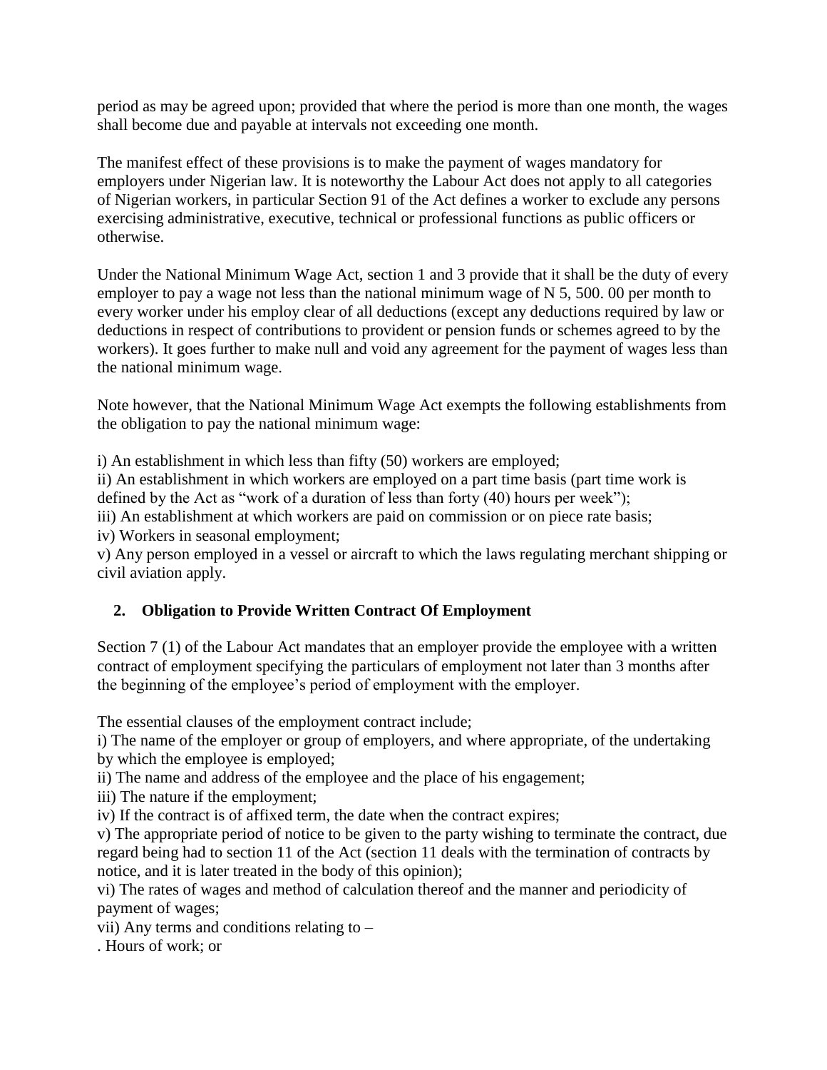period as may be agreed upon; provided that where the period is more than one month, the wages shall become due and payable at intervals not exceeding one month.

The manifest effect of these provisions is to make the payment of wages mandatory for employers under Nigerian law. It is noteworthy the Labour Act does not apply to all categories of Nigerian workers, in particular Section 91 of the Act defines a worker to exclude any persons exercising administrative, executive, technical or professional functions as public officers or otherwise.

Under the National Minimum Wage Act, section 1 and 3 provide that it shall be the duty of every employer to pay a wage not less than the national minimum wage of N 5, 500. 00 per month to every worker under his employ clear of all deductions (except any deductions required by law or deductions in respect of contributions to provident or pension funds or schemes agreed to by the workers). It goes further to make null and void any agreement for the payment of wages less than the national minimum wage.

Note however, that the National Minimum Wage Act exempts the following establishments from the obligation to pay the national minimum wage:

i) An establishment in which less than fifty (50) workers are employed;
ii) An establishment in which workers are employed on a part time basis (part time work is defined by the Act as "work of a duration of less than forty (40) hours per week");
iii) An establishment at which workers are paid on commission or on piece rate basis;
iv) Workers in seasonal employment;
v) Any person employed in a vessel or aircraft to which the laws regulating merchant shipping or civil aviation apply.

## 2. Obligation to Provide Written Contract Of Employment

Section 7 (1) of the Labour Act mandates that an employer provide the employee with a written contract of employment specifying the particulars of employment not later than 3 months after the beginning of the employee's period of employment with the employer.

The essential clauses of the employment contract include;
i) The name of the employer or group of employers, and where appropriate, of the undertaking by which the employee is employed;
ii) The name and address of the employee and the place of his engagement;
iii) The nature if the employment;
iv) If the contract is of affixed term, the date when the contract expires;
v) The appropriate period of notice to be given to the party wishing to terminate the contract, due regard being had to section 11 of the Act (section 11 deals with the termination of contracts by notice, and it is later treated in the body of this opinion);
vi) The rates of wages and method of calculation thereof and the manner and periodicity of payment of wages;
vii) Any terms and conditions relating to –
. Hours of work; or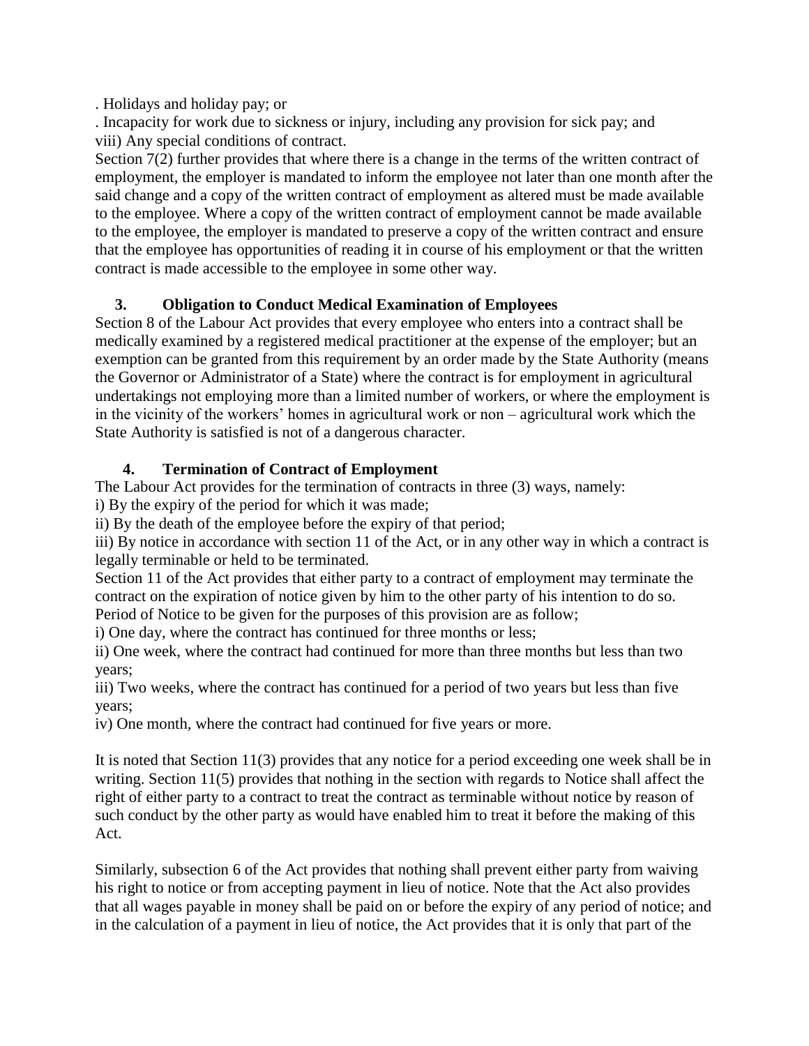. Holidays and holiday pay; or

. Incapacity for work due to sickness or injury, including any provision for sick pay; and

viii) Any special conditions of contract.

Section 7(2) further provides that where there is a change in the terms of the written contract of employment, the employer is mandated to inform the employee not later than one month after the said change and a copy of the written contract of employment as altered must be made available to the employee. Where a copy of the written contract of employment cannot be made available to the employee, the employer is mandated to preserve a copy of the written contract and ensure that the employee has opportunities of reading it in course of his employment or that the written contract is made accessible to the employee in some other way.

### 3. Obligation to Conduct Medical Examination of Employees

Section 8 of the Labour Act provides that every employee who enters into a contract shall be medically examined by a registered medical practitioner at the expense of the employer; but an exemption can be granted from this requirement by an order made by the State Authority (means the Governor or Administrator of a State) where the contract is for employment in agricultural undertakings not employing more than a limited number of workers, or where the employment is in the vicinity of the workers' homes in agricultural work or non – agricultural work which the State Authority is satisfied is not of a dangerous character.

### 4. Termination of Contract of Employment

The Labour Act provides for the termination of contracts in three (3) ways, namely:

i) By the expiry of the period for which it was made;

ii) By the death of the employee before the expiry of that period;

iii) By notice in accordance with section 11 of the Act, or in any other way in which a contract is legally terminable or held to be terminated.

Section 11 of the Act provides that either party to a contract of employment may terminate the contract on the expiration of notice given by him to the other party of his intention to do so.

Period of Notice to be given for the purposes of this provision are as follow;

i) One day, where the contract has continued for three months or less;

ii) One week, where the contract had continued for more than three months but less than two years;

iii) Two weeks, where the contract has continued for a period of two years but less than five years;

iv) One month, where the contract had continued for five years or more.

It is noted that Section 11(3) provides that any notice for a period exceeding one week shall be in writing. Section 11(5) provides that nothing in the section with regards to Notice shall affect the right of either party to a contract to treat the contract as terminable without notice by reason of such conduct by the other party as would have enabled him to treat it before the making of this Act.

Similarly, subsection 6 of the Act provides that nothing shall prevent either party from waiving his right to notice or from accepting payment in lieu of notice. Note that the Act also provides that all wages payable in money shall be paid on or before the expiry of any period of notice; and in the calculation of a payment in lieu of notice, the Act provides that it is only that part of the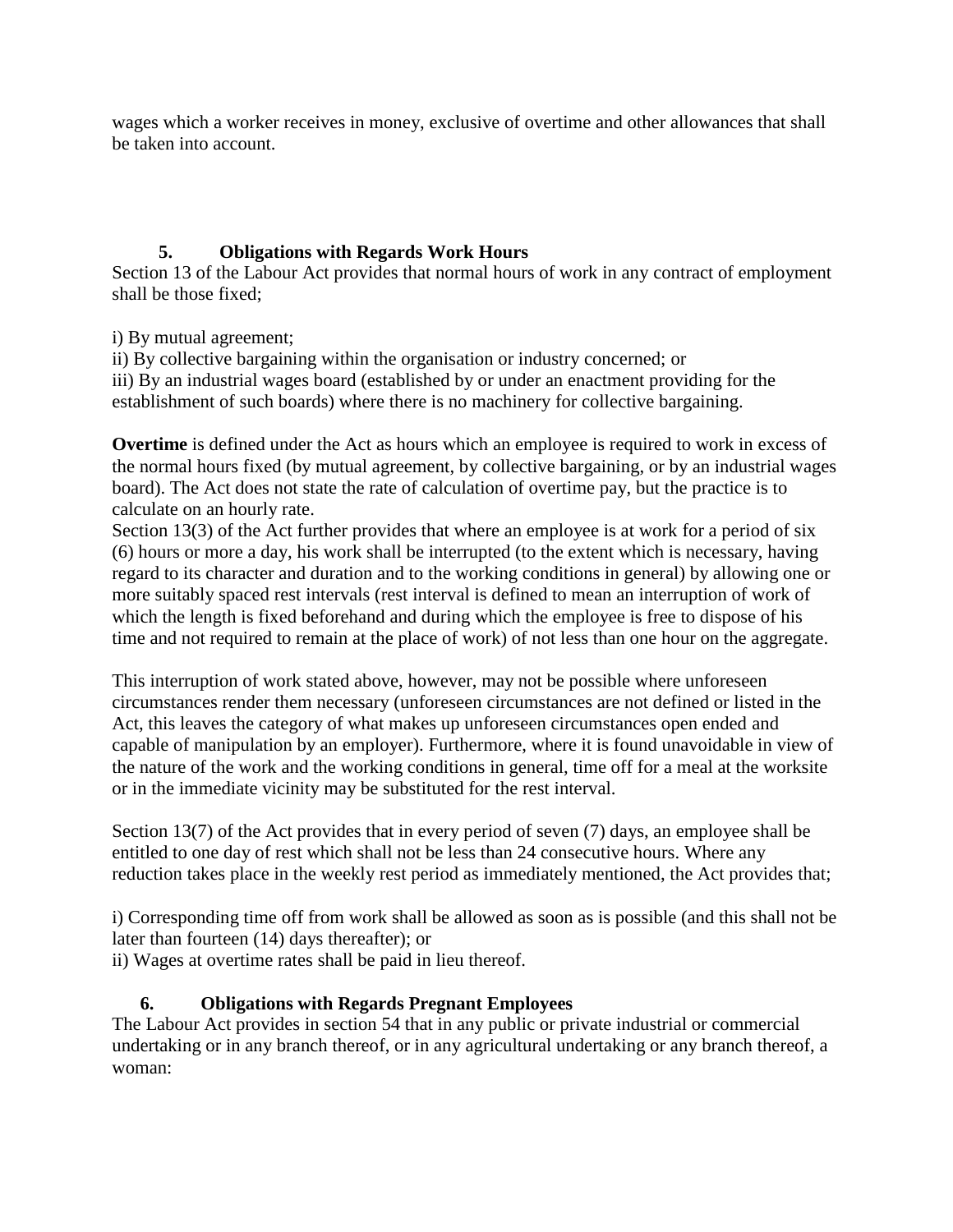wages which a worker receives in money, exclusive of overtime and other allowances that shall be taken into account.

### 5. Obligations with Regards Work Hours

Section 13 of the Labour Act provides that normal hours of work in any contract of employment shall be those fixed;

i) By mutual agreement;
ii) By collective bargaining within the organisation or industry concerned; or
iii) By an industrial wages board (established by or under an enactment providing for the establishment of such boards) where there is no machinery for collective bargaining.

**Overtime** is defined under the Act as hours which an employee is required to work in excess of the normal hours fixed (by mutual agreement, by collective bargaining, or by an industrial wages board). The Act does not state the rate of calculation of overtime pay, but the practice is to calculate on an hourly rate.
Section 13(3) of the Act further provides that where an employee is at work for a period of six (6) hours or more a day, his work shall be interrupted (to the extent which is necessary, having regard to its character and duration and to the working conditions in general) by allowing one or more suitably spaced rest intervals (rest interval is defined to mean an interruption of work of which the length is fixed beforehand and during which the employee is free to dispose of his time and not required to remain at the place of work) of not less than one hour on the aggregate.

This interruption of work stated above, however, may not be possible where unforeseen circumstances render them necessary (unforeseen circumstances are not defined or listed in the Act, this leaves the category of what makes up unforeseen circumstances open ended and capable of manipulation by an employer). Furthermore, where it is found unavoidable in view of the nature of the work and the working conditions in general, time off for a meal at the worksite or in the immediate vicinity may be substituted for the rest interval.

Section 13(7) of the Act provides that in every period of seven (7) days, an employee shall be entitled to one day of rest which shall not be less than 24 consecutive hours. Where any reduction takes place in the weekly rest period as immediately mentioned, the Act provides that;

i) Corresponding time off from work shall be allowed as soon as is possible (and this shall not be later than fourteen (14) days thereafter); or
ii) Wages at overtime rates shall be paid in lieu thereof.

### 6. Obligations with Regards Pregnant Employees

The Labour Act provides in section 54 that in any public or private industrial or commercial undertaking or in any branch thereof, or in any agricultural undertaking or any branch thereof, a woman: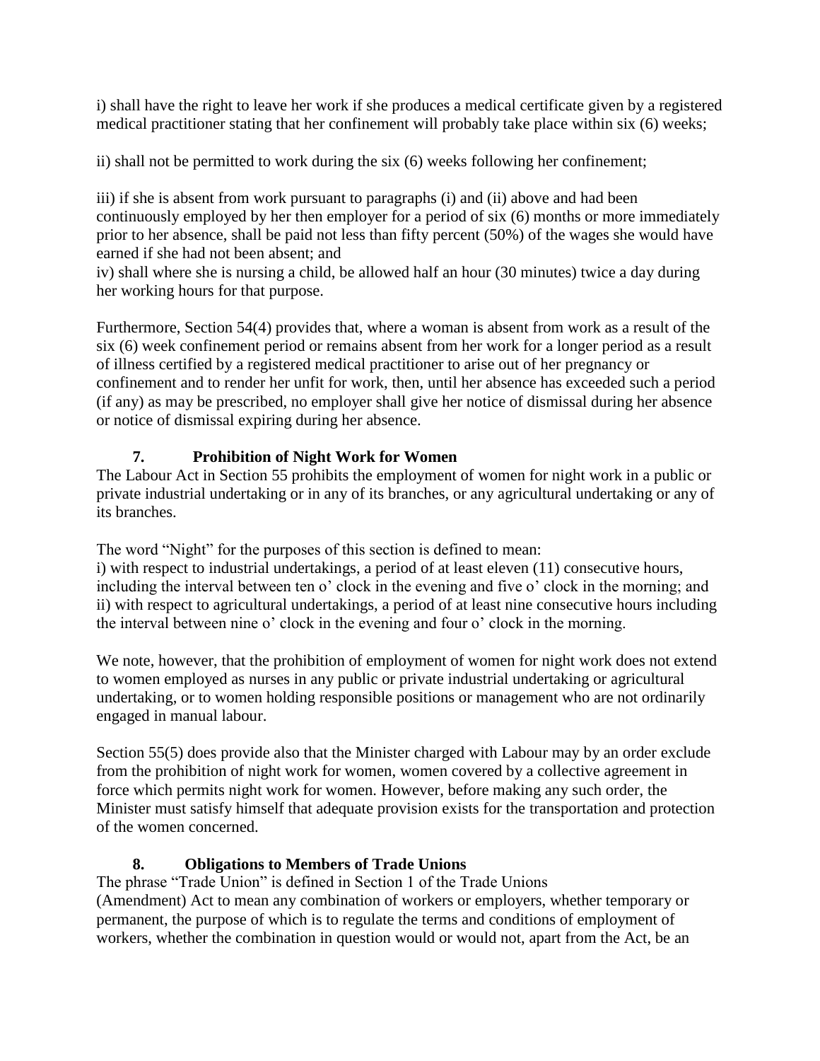i) shall have the right to leave her work if she produces a medical certificate given by a registered medical practitioner stating that her confinement will probably take place within six (6) weeks;

ii) shall not be permitted to work during the six (6) weeks following her confinement;

iii) if she is absent from work pursuant to paragraphs (i) and (ii) above and had been continuously employed by her then employer for a period of six (6) months or more immediately prior to her absence, shall be paid not less than fifty percent (50%) of the wages she would have earned if she had not been absent; and

iv) shall where she is nursing a child, be allowed half an hour (30 minutes) twice a day during her working hours for that purpose.

Furthermore, Section 54(4) provides that, where a woman is absent from work as a result of the six (6) week confinement period or remains absent from her work for a longer period as a result of illness certified by a registered medical practitioner to arise out of her pregnancy or confinement and to render her unfit for work, then, until her absence has exceeded such a period (if any) as may be prescribed, no employer shall give her notice of dismissal during her absence or notice of dismissal expiring during her absence.

## 7. Prohibition of Night Work for Women

The Labour Act in Section 55 prohibits the employment of women for night work in a public or private industrial undertaking or in any of its branches, or any agricultural undertaking or any of its branches.

The word "Night" for the purposes of this section is defined to mean:

i) with respect to industrial undertakings, a period of at least eleven (11) consecutive hours, including the interval between ten o' clock in the evening and five o' clock in the morning; and

ii) with respect to agricultural undertakings, a period of at least nine consecutive hours including the interval between nine o' clock in the evening and four o' clock in the morning.

We note, however, that the prohibition of employment of women for night work does not extend to women employed as nurses in any public or private industrial undertaking or agricultural undertaking, or to women holding responsible positions or management who are not ordinarily engaged in manual labour.

Section 55(5) does provide also that the Minister charged with Labour may by an order exclude from the prohibition of night work for women, women covered by a collective agreement in force which permits night work for women. However, before making any such order, the Minister must satisfy himself that adequate provision exists for the transportation and protection of the women concerned.

## 8. Obligations to Members of Trade Unions

The phrase "Trade Union" is defined in Section 1 of the Trade Unions (Amendment) Act to mean any combination of workers or employers, whether temporary or permanent, the purpose of which is to regulate the terms and conditions of employment of workers, whether the combination in question would or would not, apart from the Act, be an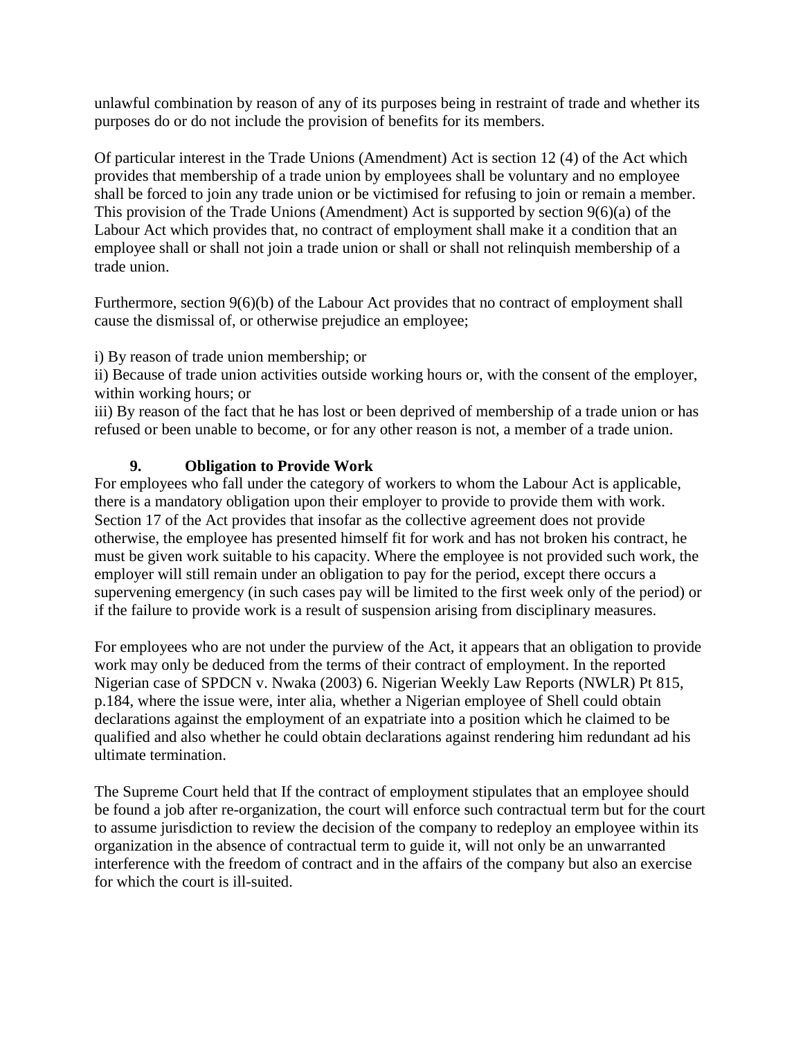unlawful combination by reason of any of its purposes being in restraint of trade and whether its purposes do or do not include the provision of benefits for its members.

Of particular interest in the Trade Unions (Amendment) Act is section 12 (4) of the Act which provides that membership of a trade union by employees shall be voluntary and no employee shall be forced to join any trade union or be victimised for refusing to join or remain a member. This provision of the Trade Unions (Amendment) Act is supported by section 9(6)(a) of the Labour Act which provides that, no contract of employment shall make it a condition that an employee shall or shall not join a trade union or shall or shall not relinquish membership of a trade union.

Furthermore, section 9(6)(b) of the Labour Act provides that no contract of employment shall cause the dismissal of, or otherwise prejudice an employee;

i) By reason of trade union membership; or
ii) Because of trade union activities outside working hours or, with the consent of the employer, within working hours; or
iii) By reason of the fact that he has lost or been deprived of membership of a trade union or has refused or been unable to become, or for any other reason is not, a member of a trade union.

## 9. Obligation to Provide Work

For employees who fall under the category of workers to whom the Labour Act is applicable, there is a mandatory obligation upon their employer to provide to provide them with work. Section 17 of the Act provides that insofar as the collective agreement does not provide otherwise, the employee has presented himself fit for work and has not broken his contract, he must be given work suitable to his capacity. Where the employee is not provided such work, the employer will still remain under an obligation to pay for the period, except there occurs a supervening emergency (in such cases pay will be limited to the first week only of the period) or if the failure to provide work is a result of suspension arising from disciplinary measures.

For employees who are not under the purview of the Act, it appears that an obligation to provide work may only be deduced from the terms of their contract of employment. In the reported Nigerian case of SPDCN v. Nwaka (2003) 6. Nigerian Weekly Law Reports (NWLR) Pt 815, p.184, where the issue were, inter alia, whether a Nigerian employee of Shell could obtain declarations against the employment of an expatriate into a position which he claimed to be qualified and also whether he could obtain declarations against rendering him redundant ad his ultimate termination.

The Supreme Court held that If the contract of employment stipulates that an employee should be found a job after re-organization, the court will enforce such contractual term but for the court to assume jurisdiction to review the decision of the company to redeploy an employee within its organization in the absence of contractual term to guide it, will not only be an unwarranted interference with the freedom of contract and in the affairs of the company but also an exercise for which the court is ill-suited.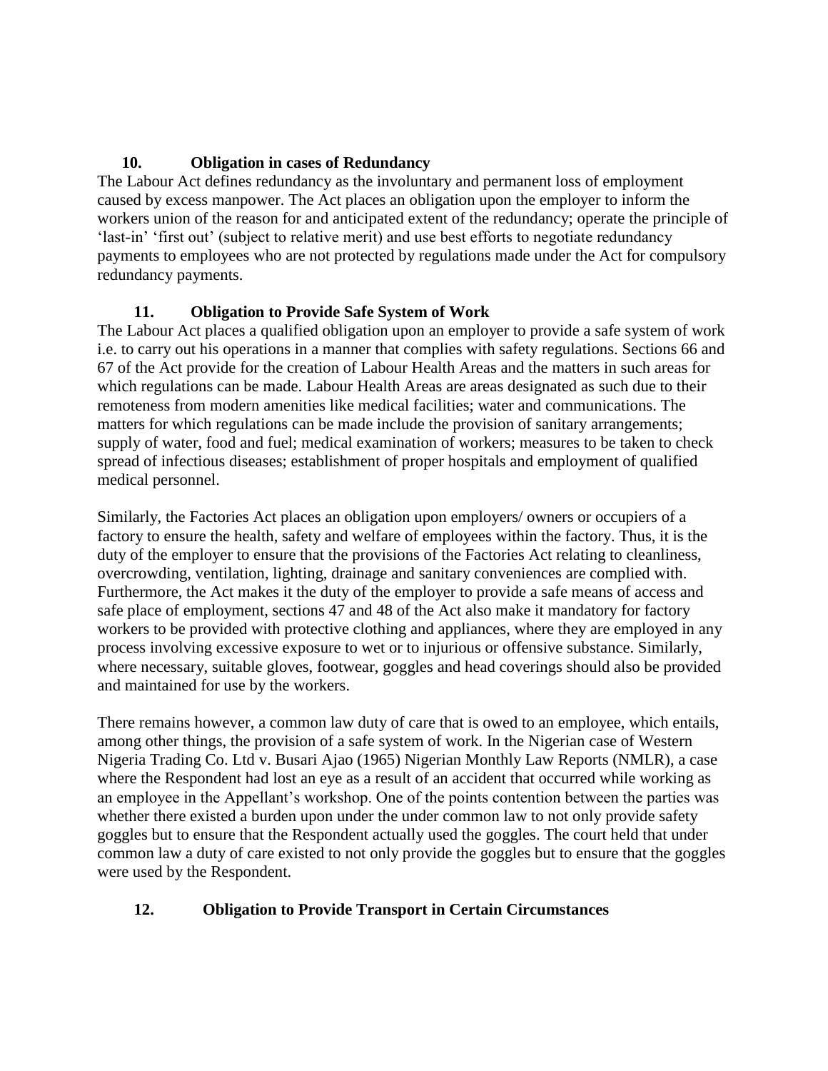## 10. Obligation in cases of Redundancy

The Labour Act defines redundancy as the involuntary and permanent loss of employment caused by excess manpower. The Act places an obligation upon the employer to inform the workers union of the reason for and anticipated extent of the redundancy; operate the principle of 'last-in' 'first out' (subject to relative merit) and use best efforts to negotiate redundancy payments to employees who are not protected by regulations made under the Act for compulsory redundancy payments.

## 11. Obligation to Provide Safe System of Work

The Labour Act places a qualified obligation upon an employer to provide a safe system of work i.e. to carry out his operations in a manner that complies with safety regulations. Sections 66 and 67 of the Act provide for the creation of Labour Health Areas and the matters in such areas for which regulations can be made. Labour Health Areas are areas designated as such due to their remoteness from modern amenities like medical facilities; water and communications. The matters for which regulations can be made include the provision of sanitary arrangements; supply of water, food and fuel; medical examination of workers; measures to be taken to check spread of infectious diseases; establishment of proper hospitals and employment of qualified medical personnel.

Similarly, the Factories Act places an obligation upon employers/ owners or occupiers of a factory to ensure the health, safety and welfare of employees within the factory. Thus, it is the duty of the employer to ensure that the provisions of the Factories Act relating to cleanliness, overcrowding, ventilation, lighting, drainage and sanitary conveniences are complied with. Furthermore, the Act makes it the duty of the employer to provide a safe means of access and safe place of employment, sections 47 and 48 of the Act also make it mandatory for factory workers to be provided with protective clothing and appliances, where they are employed in any process involving excessive exposure to wet or to injurious or offensive substance. Similarly, where necessary, suitable gloves, footwear, goggles and head coverings should also be provided and maintained for use by the workers.

There remains however, a common law duty of care that is owed to an employee, which entails, among other things, the provision of a safe system of work. In the Nigerian case of Western Nigeria Trading Co. Ltd v. Busari Ajao (1965) Nigerian Monthly Law Reports (NMLR), a case where the Respondent had lost an eye as a result of an accident that occurred while working as an employee in the Appellant's workshop. One of the points contention between the parties was whether there existed a burden upon under the under common law to not only provide safety goggles but to ensure that the Respondent actually used the goggles. The court held that under common law a duty of care existed to not only provide the goggles but to ensure that the goggles were used by the Respondent.

## 12. Obligation to Provide Transport in Certain Circumstances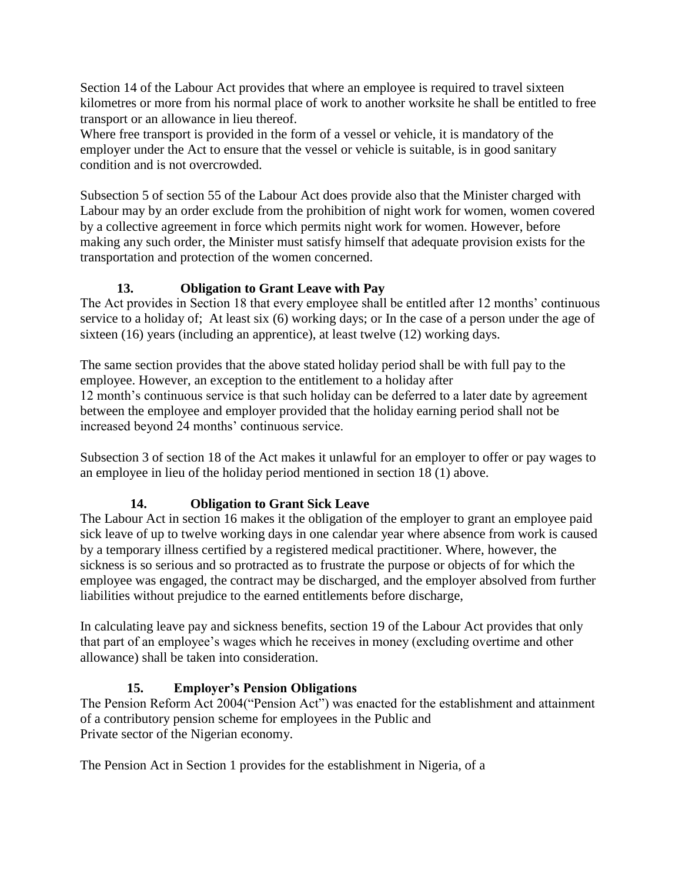Section 14 of the Labour Act provides that where an employee is required to travel sixteen kilometres or more from his normal place of work to another worksite he shall be entitled to free transport or an allowance in lieu thereof.
Where free transport is provided in the form of a vessel or vehicle, it is mandatory of the employer under the Act to ensure that the vessel or vehicle is suitable, is in good sanitary condition and is not overcrowded.

Subsection 5 of section 55 of the Labour Act does provide also that the Minister charged with Labour may by an order exclude from the prohibition of night work for women, women covered by a collective agreement in force which permits night work for women. However, before making any such order, the Minister must satisfy himself that adequate provision exists for the transportation and protection of the women concerned.

## 13. Obligation to Grant Leave with Pay

The Act provides in Section 18 that every employee shall be entitled after 12 months' continuous service to a holiday of; At least six (6) working days; or In the case of a person under the age of sixteen (16) years (including an apprentice), at least twelve (12) working days.

The same section provides that the above stated holiday period shall be with full pay to the employee. However, an exception to the entitlement to a holiday after
12 month's continuous service is that such holiday can be deferred to a later date by agreement between the employee and employer provided that the holiday earning period shall not be increased beyond 24 months' continuous service.

Subsection 3 of section 18 of the Act makes it unlawful for an employer to offer or pay wages to an employee in lieu of the holiday period mentioned in section 18 (1) above.

## 14. Obligation to Grant Sick Leave

The Labour Act in section 16 makes it the obligation of the employer to grant an employee paid sick leave of up to twelve working days in one calendar year where absence from work is caused by a temporary illness certified by a registered medical practitioner. Where, however, the sickness is so serious and so protracted as to frustrate the purpose or objects of for which the employee was engaged, the contract may be discharged, and the employer absolved from further liabilities without prejudice to the earned entitlements before discharge,

In calculating leave pay and sickness benefits, section 19 of the Labour Act provides that only that part of an employee's wages which he receives in money (excluding overtime and other allowance) shall be taken into consideration.

## 15. Employer's Pension Obligations

The Pension Reform Act 2004("Pension Act") was enacted for the establishment and attainment of a contributory pension scheme for employees in the Public and
Private sector of the Nigerian economy.

The Pension Act in Section 1 provides for the establishment in Nigeria, of a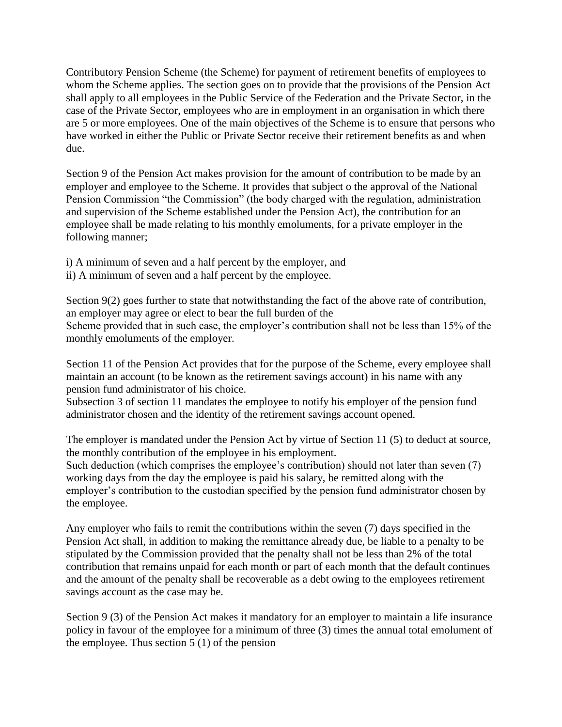Contributory Pension Scheme (the Scheme) for payment of retirement benefits of employees to whom the Scheme applies. The section goes on to provide that the provisions of the Pension Act shall apply to all employees in the Public Service of the Federation and the Private Sector, in the case of the Private Sector, employees who are in employment in an organisation in which there are 5 or more employees. One of the main objectives of the Scheme is to ensure that persons who have worked in either the Public or Private Sector receive their retirement benefits as and when due.

Section 9 of the Pension Act makes provision for the amount of contribution to be made by an employer and employee to the Scheme. It provides that subject o the approval of the National Pension Commission "the Commission" (the body charged with the regulation, administration and supervision of the Scheme established under the Pension Act), the contribution for an employee shall be made relating to his monthly emoluments, for a private employer in the following manner;

i) A minimum of seven and a half percent by the employer, and
ii) A minimum of seven and a half percent by the employee.

Section 9(2) goes further to state that notwithstanding the fact of the above rate of contribution, an employer may agree or elect to bear the full burden of the
Scheme provided that in such case, the employer's contribution shall not be less than 15% of the monthly emoluments of the employer.

Section 11 of the Pension Act provides that for the purpose of the Scheme, every employee shall maintain an account (to be known as the retirement savings account) in his name with any pension fund administrator of his choice.
Subsection 3 of section 11 mandates the employee to notify his employer of the pension fund administrator chosen and the identity of the retirement savings account opened.

The employer is mandated under the Pension Act by virtue of Section 11 (5) to deduct at source, the monthly contribution of the employee in his employment.
Such deduction (which comprises the employee's contribution) should not later than seven (7) working days from the day the employee is paid his salary, be remitted along with the employer's contribution to the custodian specified by the pension fund administrator chosen by the employee.

Any employer who fails to remit the contributions within the seven (7) days specified in the Pension Act shall, in addition to making the remittance already due, be liable to a penalty to be stipulated by the Commission provided that the penalty shall not be less than 2% of the total contribution that remains unpaid for each month or part of each month that the default continues and the amount of the penalty shall be recoverable as a debt owing to the employees retirement savings account as the case may be.

Section 9 (3) of the Pension Act makes it mandatory for an employer to maintain a life insurance policy in favour of the employee for a minimum of three (3) times the annual total emolument of the employee. Thus section 5 (1) of the pension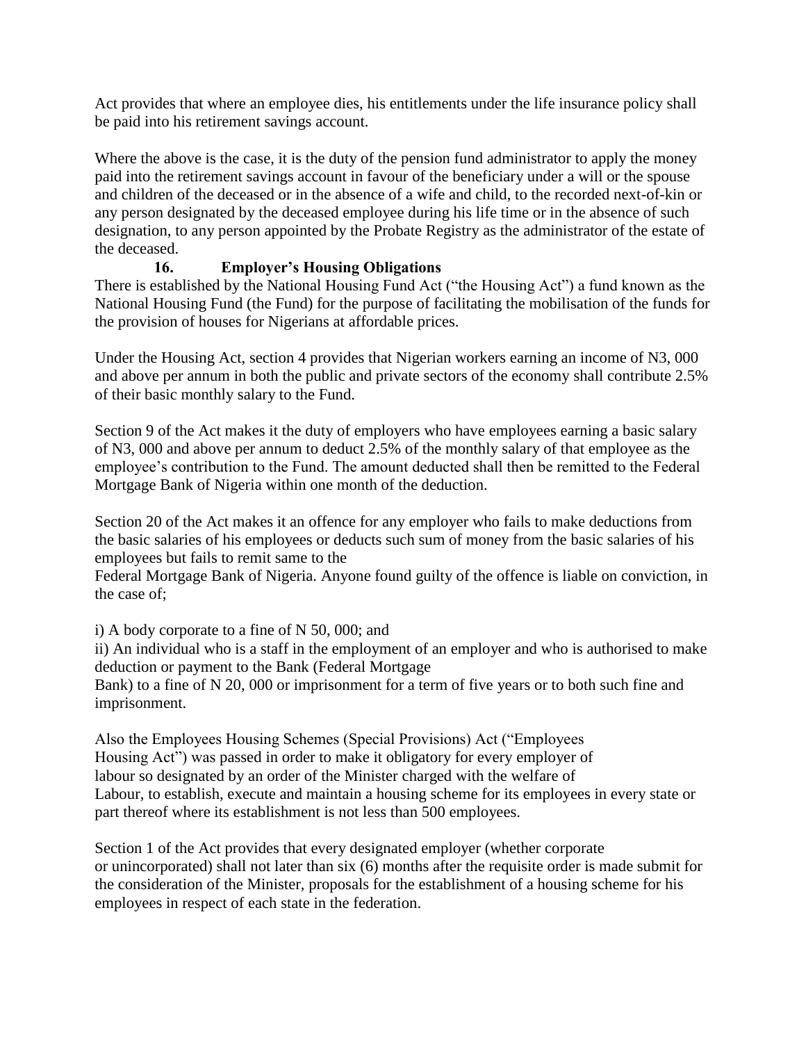Act provides that where an employee dies, his entitlements under the life insurance policy shall be paid into his retirement savings account.

Where the above is the case, it is the duty of the pension fund administrator to apply the money paid into the retirement savings account in favour of the beneficiary under a will or the spouse and children of the deceased or in the absence of a wife and child, to the recorded next-of-kin or any person designated by the deceased employee during his life time or in the absence of such designation, to any person appointed by the Probate Registry as the administrator of the estate of the deceased.

### 16. Employer's Housing Obligations

There is established by the National Housing Fund Act ("the Housing Act") a fund known as the National Housing Fund (the Fund) for the purpose of facilitating the mobilisation of the funds for the provision of houses for Nigerians at affordable prices.

Under the Housing Act, section 4 provides that Nigerian workers earning an income of N3, 000 and above per annum in both the public and private sectors of the economy shall contribute 2.5% of their basic monthly salary to the Fund.

Section 9 of the Act makes it the duty of employers who have employees earning a basic salary of N3, 000 and above per annum to deduct 2.5% of the monthly salary of that employee as the employee's contribution to the Fund. The amount deducted shall then be remitted to the Federal Mortgage Bank of Nigeria within one month of the deduction.

Section 20 of the Act makes it an offence for any employer who fails to make deductions from the basic salaries of his employees or deducts such sum of money from the basic salaries of his employees but fails to remit same to the Federal Mortgage Bank of Nigeria. Anyone found guilty of the offence is liable on conviction, in the case of;

i) A body corporate to a fine of N 50, 000; and

ii) An individual who is a staff in the employment of an employer and who is authorised to make deduction or payment to the Bank (Federal Mortgage Bank) to a fine of N 20, 000 or imprisonment for a term of five years or to both such fine and imprisonment.

Also the Employees Housing Schemes (Special Provisions) Act ("Employees Housing Act") was passed in order to make it obligatory for every employer of labour so designated by an order of the Minister charged with the welfare of Labour, to establish, execute and maintain a housing scheme for its employees in every state or part thereof where its establishment is not less than 500 employees.

Section 1 of the Act provides that every designated employer (whether corporate or unincorporated) shall not later than six (6) months after the requisite order is made submit for the consideration of the Minister, proposals for the establishment of a housing scheme for his employees in respect of each state in the federation.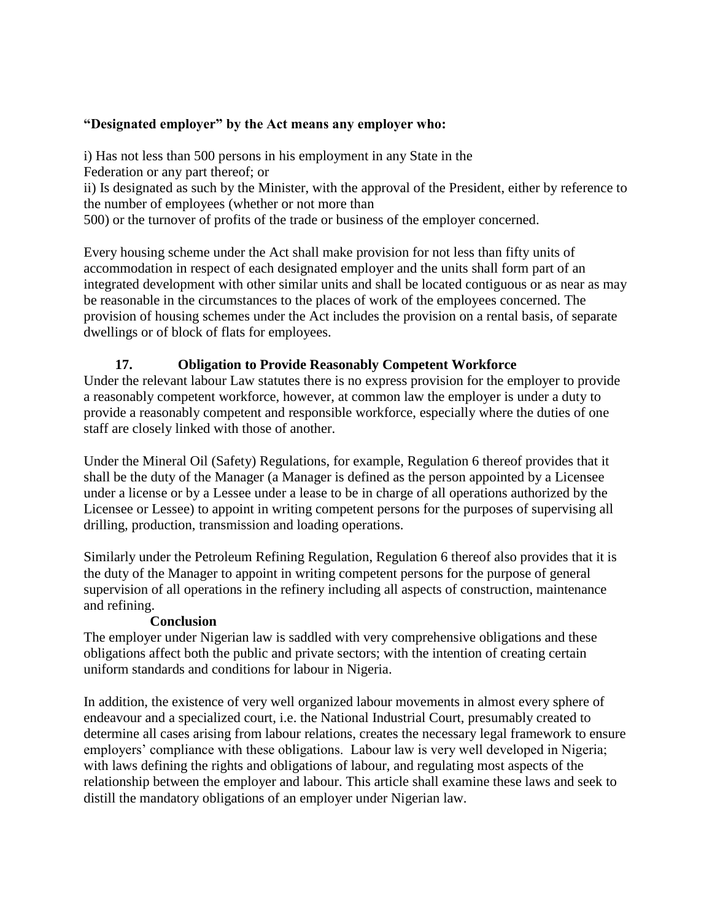**"Designated employer" by the Act means any employer who:**

i) Has not less than 500 persons in his employment in any State in the Federation or any part thereof; or

ii) Is designated as such by the Minister, with the approval of the President, either by reference to the number of employees (whether or not more than 500) or the turnover of profits of the trade or business of the employer concerned.

Every housing scheme under the Act shall make provision for not less than fifty units of accommodation in respect of each designated employer and the units shall form part of an integrated development with other similar units and shall be located contiguous or as near as may be reasonable in the circumstances to the places of work of the employees concerned. The provision of housing schemes under the Act includes the provision on a rental basis, of separate dwellings or of block of flats for employees.

### 17. Obligation to Provide Reasonably Competent Workforce

Under the relevant labour Law statutes there is no express provision for the employer to provide a reasonably competent workforce, however, at common law the employer is under a duty to provide a reasonably competent and responsible workforce, especially where the duties of one staff are closely linked with those of another.

Under the Mineral Oil (Safety) Regulations, for example, Regulation 6 thereof provides that it shall be the duty of the Manager (a Manager is defined as the person appointed by a Licensee under a license or by a Lessee under a lease to be in charge of all operations authorized by the Licensee or Lessee) to appoint in writing competent persons for the purposes of supervising all drilling, production, transmission and loading operations.

Similarly under the Petroleum Refining Regulation, Regulation 6 thereof also provides that it is the duty of the Manager to appoint in writing competent persons for the purpose of general supervision of all operations in the refinery including all aspects of construction, maintenance and refining.

### Conclusion

The employer under Nigerian law is saddled with very comprehensive obligations and these obligations affect both the public and private sectors; with the intention of creating certain uniform standards and conditions for labour in Nigeria.

In addition, the existence of very well organized labour movements in almost every sphere of endeavour and a specialized court, i.e. the National Industrial Court, presumably created to determine all cases arising from labour relations, creates the necessary legal framework to ensure employers' compliance with these obligations. Labour law is very well developed in Nigeria; with laws defining the rights and obligations of labour, and regulating most aspects of the relationship between the employer and labour. This article shall examine these laws and seek to distill the mandatory obligations of an employer under Nigerian law.